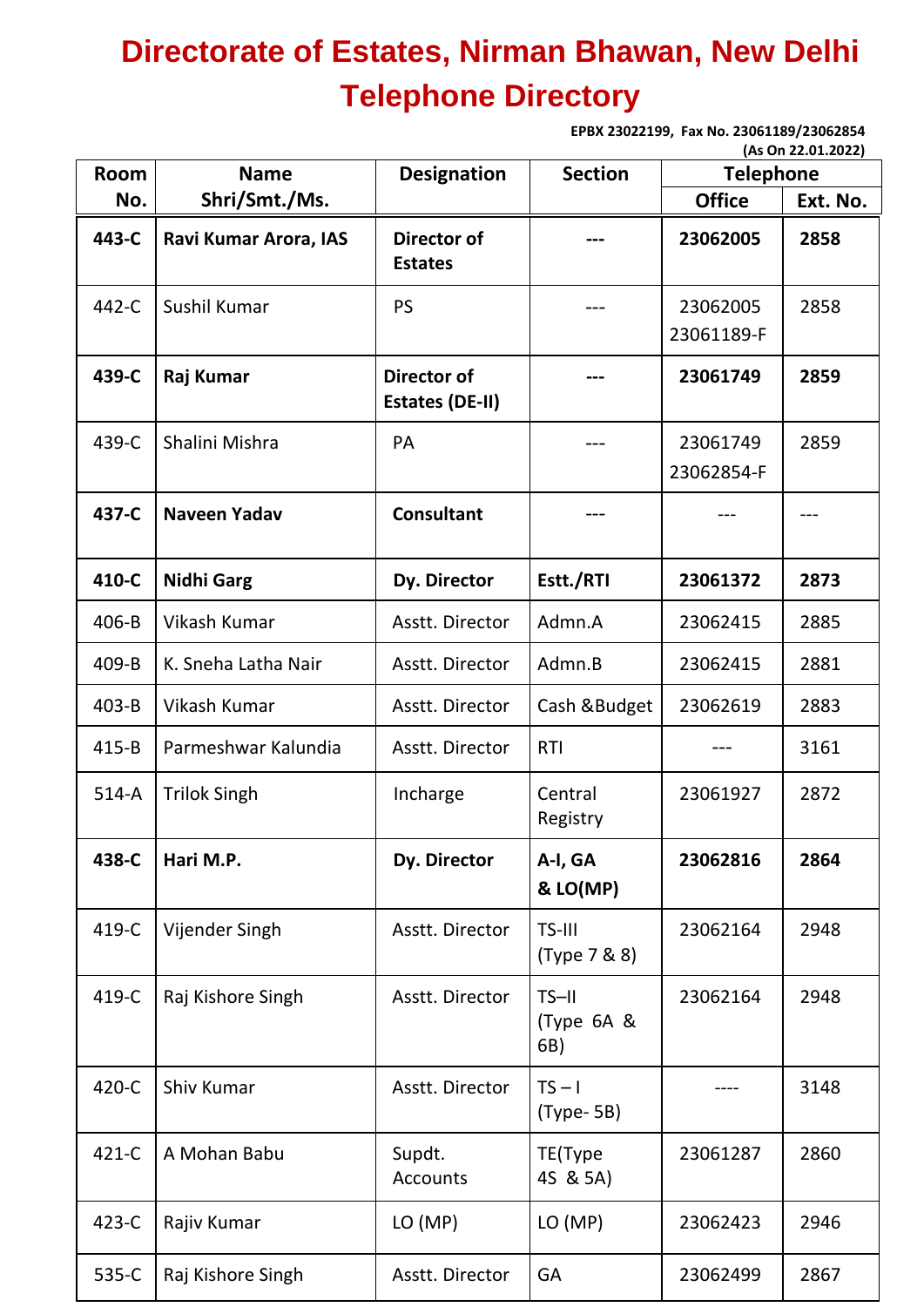# Directorate of Estates, Nirman Bhawan, New Delhi
# Telephone Directory

**EPBX 23022199, Fax No. 23061189/23062854**
**(As On 22.01.2022)**

| Room No. | Name Shri/Smt./Ms. | Designation | Section | Telephone | |
|---|---|---|---|---|---|
| | | | | Office | Ext. No. |
| **443-C** | **Ravi Kumar Arora, IAS** | **Director of Estates** | **---** | **23062005** | **2858** |
| 442-C | Sushil Kumar | PS | --- | 23062005 23061189-F | 2858 |
| **439-C** | **Raj Kumar** | **Director of Estates (DE-II)** | **---** | **23061749** | **2859** |
| 439-C | Shalini Mishra | PA | --- | 23061749 23062854-F | 2859 |
| **437-C** | **Naveen Yadav** | **Consultant** | --- | --- | --- |
| **410-C** | **Nidhi Garg** | **Dy. Director** | **Estt./RTI** | **23061372** | **2873** |
| 406-B | Vikash Kumar | Asstt. Director | Admn.A | 23062415 | 2885 |
| 409-B | K. Sneha Latha Nair | Asstt. Director | Admn.B | 23062415 | 2881 |
| 403-B | Vikash Kumar | Asstt. Director | Cash &Budget | 23062619 | 2883 |
| 415-B | Parmeshwar Kalundia | Asstt. Director | RTI | --- | 3161 |
| 514-A | Trilok Singh | Incharge | Central Registry | 23061927 | 2872 |
| **438-C** | **Hari M.P.** | **Dy. Director** | **A-I, GA & LO(MP)** | **23062816** | **2864** |
| 419-C | Vijender Singh | Asstt. Director | TS-III (Type 7 & 8) | 23062164 | 2948 |
| 419-C | Raj Kishore Singh | Asstt. Director | TS–II (Type 6A & 6B) | 23062164 | 2948 |
| 420-C | Shiv Kumar | Asstt. Director | TS – I (Type- 5B) | ---- | 3148 |
| 421-C | A Mohan Babu | Supdt. Accounts | TE(Type 4S & 5A) | 23061287 | 2860 |
| 423-C | Rajiv Kumar | LO (MP) | LO (MP) | 23062423 | 2946 |
| 535-C | Raj Kishore Singh | Asstt. Director | GA | 23062499 | 2867 |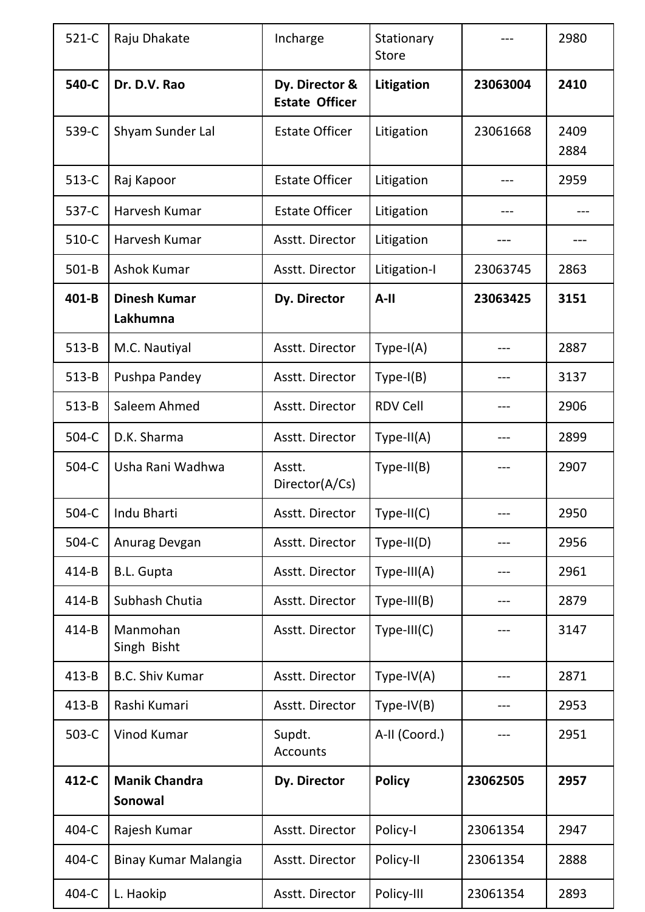| 521-C | Raju Dhakate | Incharge | Stationary Store | --- | 2980 |
|---|---|---|---|---|---|
| **540-C** | **Dr. D.V. Rao** | **Dy. Director & Estate Officer** | **Litigation** | **23063004** | **2410** |
| 539-C | Shyam Sunder Lal | Estate Officer | Litigation | 23061668 | 2409 2884 |
| 513-C | Raj Kapoor | Estate Officer | Litigation | --- | 2959 |
| 537-C | Harvesh Kumar | Estate Officer | Litigation | --- | --- |
| 510-C | Harvesh Kumar | Asstt. Director | Litigation | --- | --- |
| 501-B | Ashok Kumar | Asstt. Director | Litigation-I | 23063745 | 2863 |
| **401-B** | **Dinesh Kumar Lakhumna** | **Dy. Director** | **A-II** | **23063425** | **3151** |
| 513-B | M.C. Nautiyal | Asstt. Director | Type-I(A) | --- | 2887 |
| 513-B | Pushpa Pandey | Asstt. Director | Type-I(B) | --- | 3137 |
| 513-B | Saleem Ahmed | Asstt. Director | RDV Cell | --- | 2906 |
| 504-C | D.K. Sharma | Asstt. Director | Type-II(A) | --- | 2899 |
| 504-C | Usha Rani Wadhwa | Asstt. Director(A/Cs) | Type-II(B) | --- | 2907 |
| 504-C | Indu Bharti | Asstt. Director | Type-II(C) | --- | 2950 |
| 504-C | Anurag Devgan | Asstt. Director | Type-II(D) | --- | 2956 |
| 414-B | B.L. Gupta | Asstt. Director | Type-III(A) | --- | 2961 |
| 414-B | Subhash Chutia | Asstt. Director | Type-III(B) | --- | 2879 |
| 414-B | Manmohan Singh Bisht | Asstt. Director | Type-III(C) | --- | 3147 |
| 413-B | B.C. Shiv Kumar | Asstt. Director | Type-IV(A) | --- | 2871 |
| 413-B | Rashi Kumari | Asstt. Director | Type-IV(B) | --- | 2953 |
| 503-C | Vinod Kumar | Supdt. Accounts | A-II (Coord.) | --- | 2951 |
| **412-C** | **Manik Chandra Sonowal** | **Dy. Director** | **Policy** | **23062505** | **2957** |
| 404-C | Rajesh Kumar | Asstt. Director | Policy-I | 23061354 | 2947 |
| 404-C | Binay Kumar Malangia | Asstt. Director | Policy-II | 23061354 | 2888 |
| 404-C | L. Haokip | Asstt. Director | Policy-III | 23061354 | 2893 |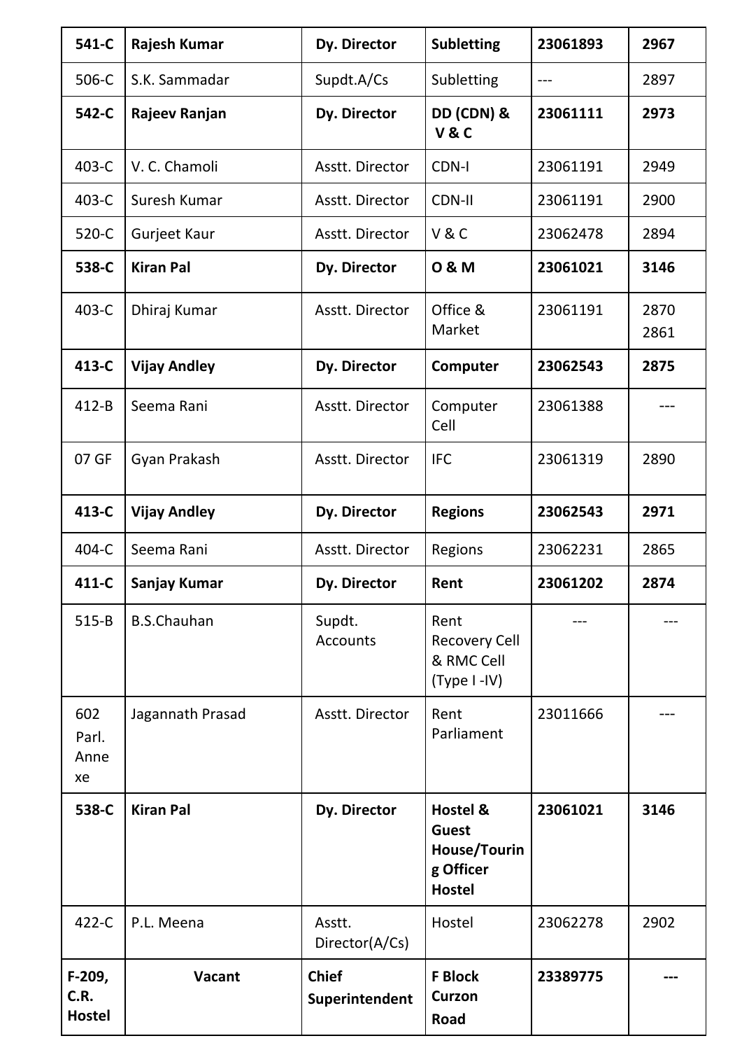| **541-C** | **Rajesh Kumar** | **Dy. Director** | **Subletting** | **23061893** | **2967** |
|---|---|---|---|---|---|
| 506-C | S.K. Sammadar | Supdt.A/Cs | Subletting | --- | 2897 |
| **542-C** | **Rajeev Ranjan** | **Dy. Director** | **DD (CDN) & V & C** | **23061111** | **2973** |
| 403-C | V. C. Chamoli | Asstt. Director | CDN-I | 23061191 | 2949 |
| 403-C | Suresh Kumar | Asstt. Director | CDN-II | 23061191 | 2900 |
| 520-C | Gurjeet Kaur | Asstt. Director | V & C | 23062478 | 2894 |
| **538-C** | **Kiran Pal** | **Dy. Director** | **O & M** | **23061021** | **3146** |
| 403-C | Dhiraj Kumar | Asstt. Director | Office & Market | 23061191 | 2870 2861 |
| **413-C** | **Vijay Andley** | **Dy. Director** | **Computer** | **23062543** | **2875** |
| 412-B | Seema Rani | Asstt. Director | Computer Cell | 23061388 | --- |
| 07 GF | Gyan Prakash | Asstt. Director | IFC | 23061319 | 2890 |
| **413-C** | **Vijay Andley** | **Dy. Director** | **Regions** | **23062543** | **2971** |
| 404-C | Seema Rani | Asstt. Director | Regions | 23062231 | 2865 |
| **411-C** | **Sanjay Kumar** | **Dy. Director** | **Rent** | **23061202** | **2874** |
| 515-B | B.S.Chauhan | Supdt. Accounts | Rent Recovery Cell & RMC Cell (Type I -IV) | --- | --- |
| 602 Parl. Annexe | Jagannath Prasad | Asstt. Director | Rent Parliament | 23011666 | --- |
| **538-C** | **Kiran Pal** | **Dy. Director** | **Hostel & Guest House/Touring Officer Hostel** | **23061021** | **3146** |
| 422-C | P.L. Meena | Asstt. Director(A/Cs) | Hostel | 23062278 | 2902 |
| **F-209, C.R. Hostel** | **Vacant** | **Chief Superintendent** | **F Block Curzon Road** | **23389775** | **---** |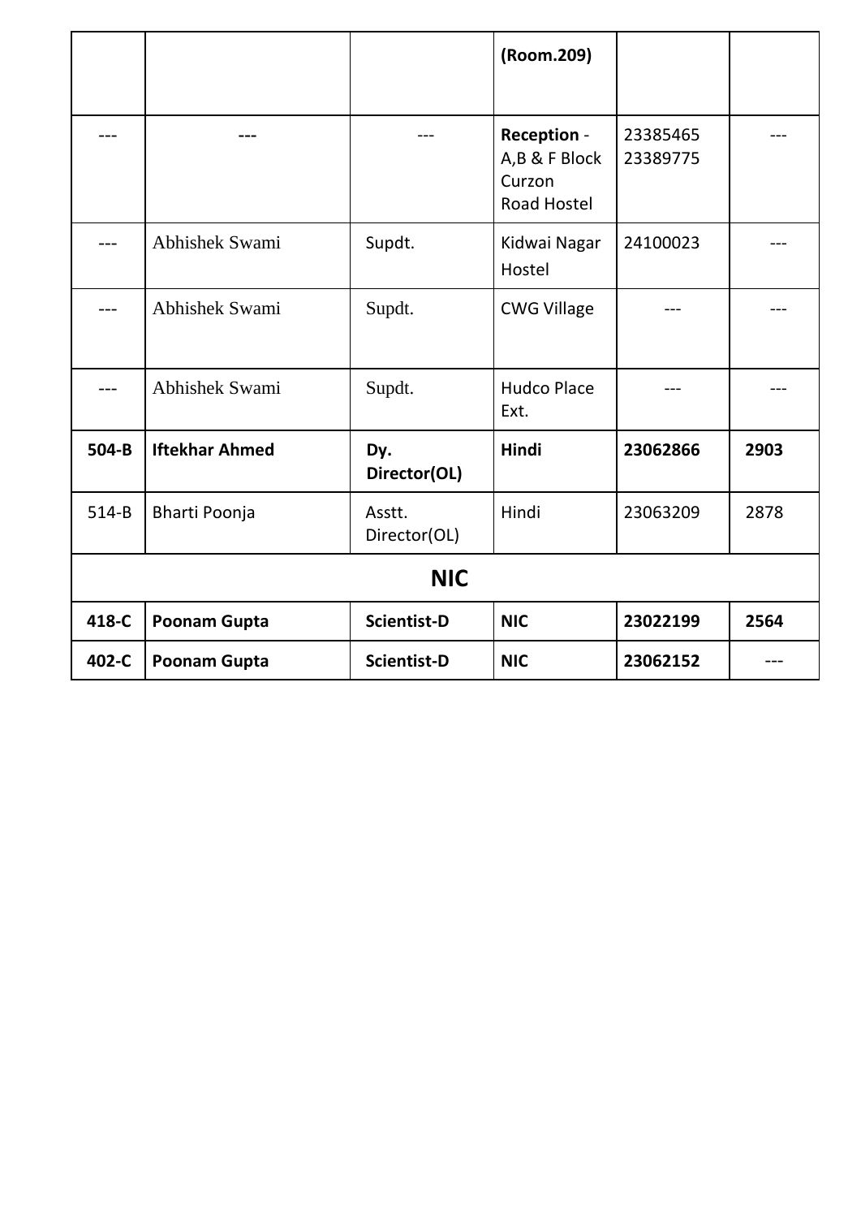| | | | | | |
|---|---|---|---|---|---|
| | | | **(Room.209)** | | |
| --- | **---** | --- | **Reception** - A,B & F Block Curzon Road Hostel | 23385465 23389775 | --- |
| --- | Abhishek Swami | Supdt. | Kidwai Nagar Hostel | 24100023 | --- |
| --- | Abhishek Swami | Supdt. | CWG Village | --- | --- |
| --- | Abhishek Swami | Supdt. | Hudco Place Ext. | --- | --- |
| **504-B** | **Iftekhar Ahmed** | **Dy. Director(OL)** | **Hindi** | **23062866** | **2903** |
| 514-B | Bharti Poonja | Asstt. Director(OL) | Hindi | 23063209 | 2878 |
| **NIC** | | | | | |
| **418-C** | **Poonam Gupta** | **Scientist-D** | **NIC** | **23022199** | **2564** |
| **402-C** | **Poonam Gupta** | **Scientist-D** | **NIC** | **23062152** | --- |